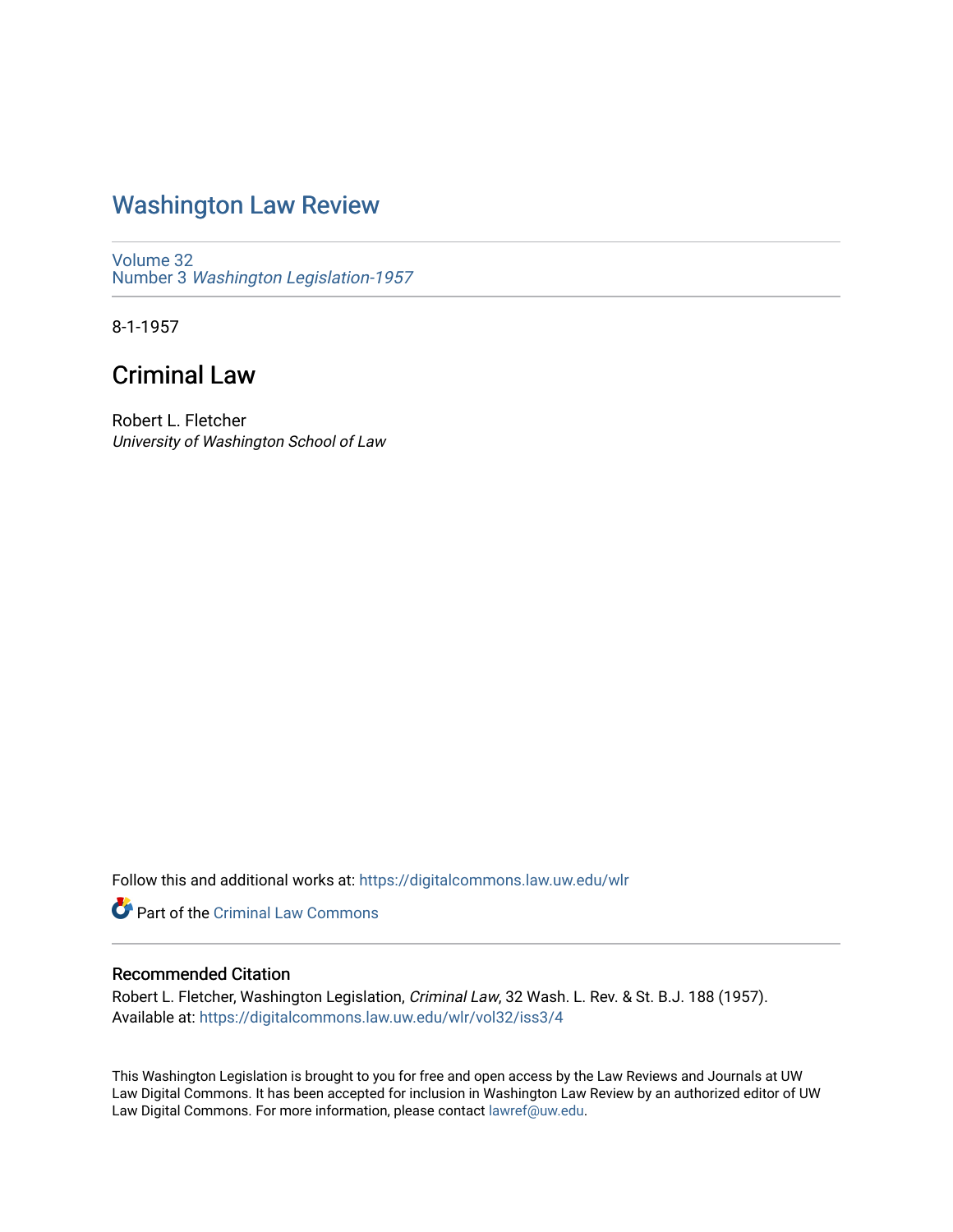# Washington Law Review

Volume 32
Number 3 *Washington Legislation-1957*

8-1-1957

## Criminal Law

Robert L. Fletcher
*University of Washington School of Law*

Follow this and additional works at: https://digitalcommons.law.uw.edu/wlr

Part of the Criminal Law Commons

### Recommended Citation

Robert L. Fletcher, Washington Legislation, *Criminal Law*, 32 Wash. L. Rev. & St. B.J. 188 (1957).
Available at: https://digitalcommons.law.uw.edu/wlr/vol32/iss3/4

This Washington Legislation is brought to you for free and open access by the Law Reviews and Journals at UW Law Digital Commons. It has been accepted for inclusion in Washington Law Review by an authorized editor of UW Law Digital Commons. For more information, please contact lawref@uw.edu.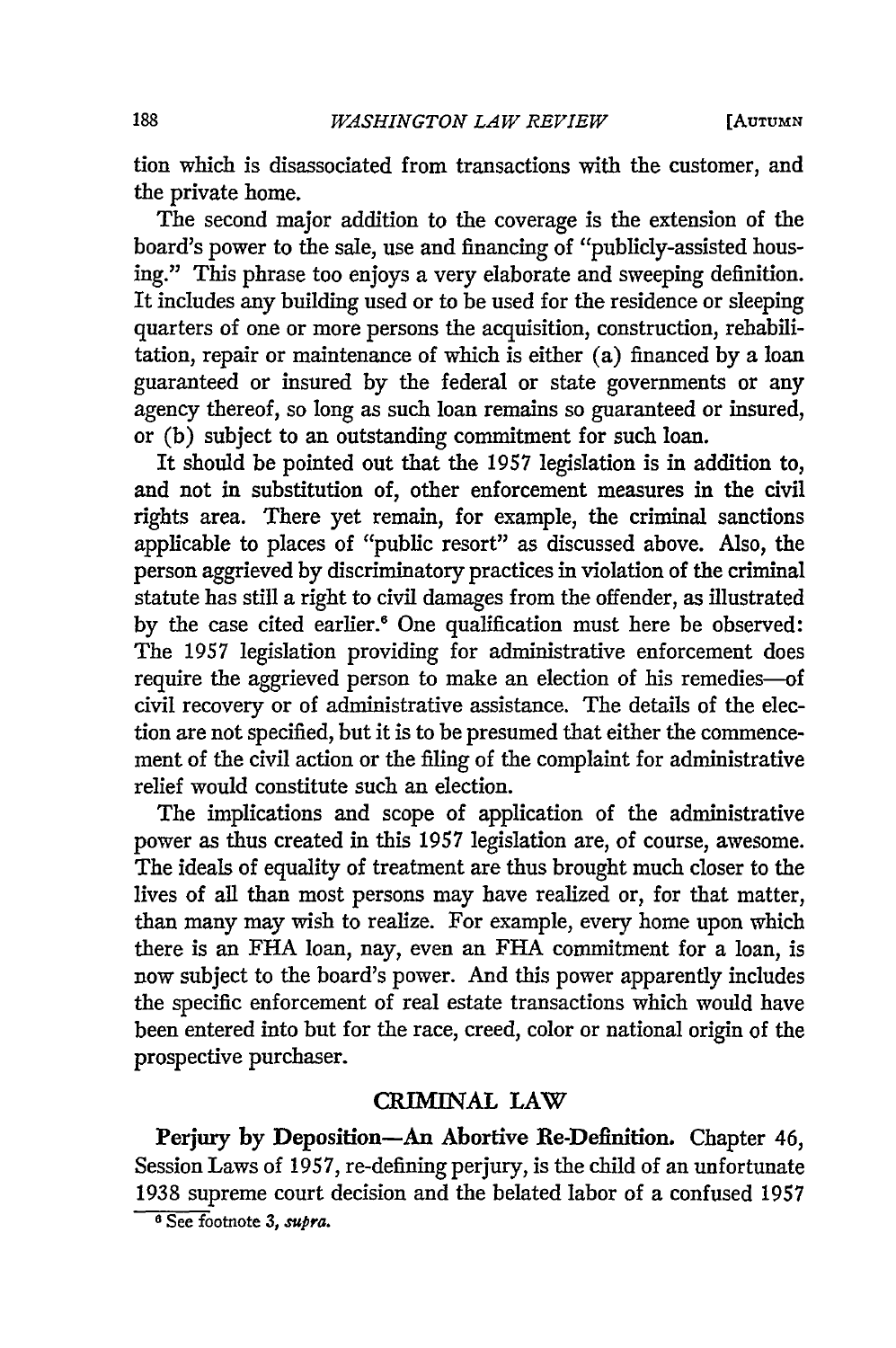tion which is disassociated from transactions with the customer, and the private home.

The second major addition to the coverage is the extension of the board's power to the sale, use and financing of "publicly-assisted housing." This phrase too enjoys a very elaborate and sweeping definition. It includes any building used or to be used for the residence or sleeping quarters of one or more persons the acquisition, construction, rehabilitation, repair or maintenance of which is either (a) financed by a loan guaranteed or insured by the federal or state governments or any agency thereof, so long as such loan remains so guaranteed or insured, or (b) subject to an outstanding commitment for such loan.

It should be pointed out that the 1957 legislation is in addition to, and not in substitution of, other enforcement measures in the civil rights area. There yet remain, for example, the criminal sanctions applicable to places of "public resort" as discussed above. Also, the person aggrieved by discriminatory practices in violation of the criminal statute has still a right to civil damages from the offender, as illustrated by the case cited earlier.[6] One qualification must here be observed: The 1957 legislation providing for administrative enforcement does require the aggrieved person to make an election of his remedies—of civil recovery or of administrative assistance. The details of the election are not specified, but it is to be presumed that either the commencement of the civil action or the filing of the complaint for administrative relief would constitute such an election.

The implications and scope of application of the administrative power as thus created in this 1957 legislation are, of course, awesome. The ideals of equality of treatment are thus brought much closer to the lives of all than most persons may have realized or, for that matter, than many may wish to realize. For example, every home upon which there is an FHA loan, nay, even an FHA commitment for a loan, is now subject to the board's power. And this power apparently includes the specific enforcement of real estate transactions which would have been entered into but for the race, creed, color or national origin of the prospective purchaser.

## CRIMINAL LAW

**Perjury by Deposition—An Abortive Re-Definition.** Chapter 46, Session Laws of 1957, re-defining perjury, is the child of an unfortunate 1938 supreme court decision and the belated labor of a confused 1957

[6] See footnote 3, *supra.*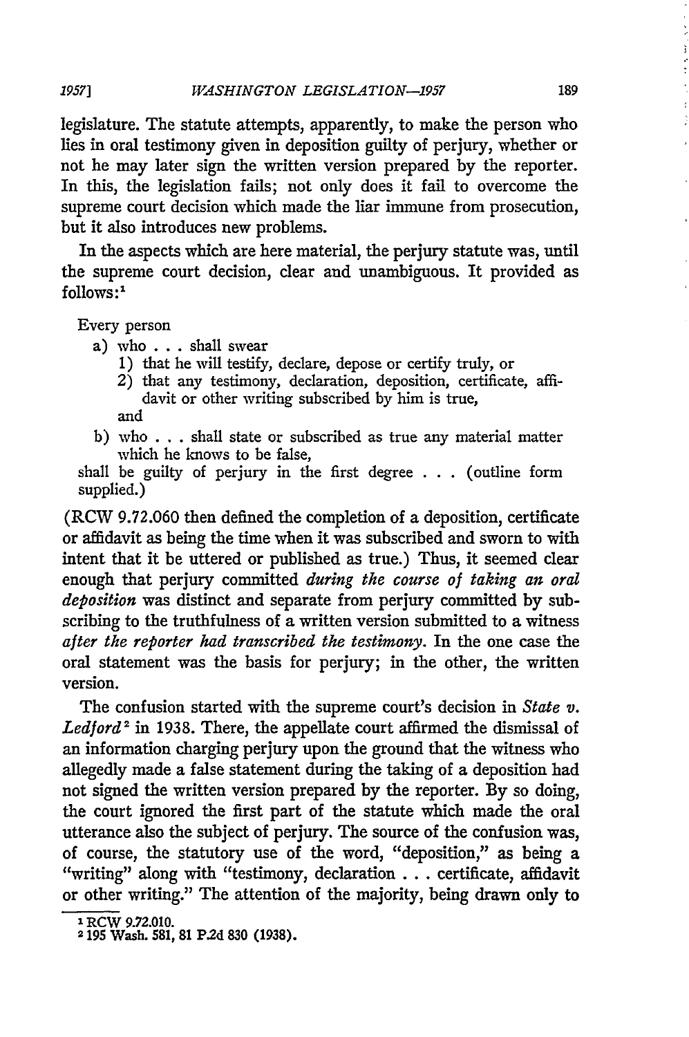legislature. The statute attempts, apparently, to make the person who lies in oral testimony given in deposition guilty of perjury, whether or not he may later sign the written version prepared by the reporter. In this, the legislation fails; not only does it fail to overcome the supreme court decision which made the liar immune from prosecution, but it also introduces new problems.

In the aspects which are here material, the perjury statute was, until the supreme court decision, clear and unambiguous. It provided as follows:[1]

> Every person
> - a) who . . . shall swear
>   - 1) that he will testify, declare, depose or certify truly, or
>   - 2) that any testimony, declaration, deposition, certificate, affidavit or other writing subscribed by him is true,
>
>   and
> - b) who . . . shall state or subscribed as true any material matter which he knows to be false,
>
> shall be guilty of perjury in the first degree . . . (outline form supplied.)

(RCW 9.72.060 then defined the completion of a deposition, certificate or affidavit as being the time when it was subscribed and sworn to with intent that it be uttered or published as true.) Thus, it seemed clear enough that perjury committed *during the course of taking an oral deposition* was distinct and separate from perjury committed by subscribing to the truthfulness of a written version submitted to a witness *after the reporter had transcribed the testimony*. In the one case the oral statement was the basis for perjury; in the other, the written version.

The confusion started with the supreme court's decision in *State v. Ledford*[2] in 1938. There, the appellate court affirmed the dismissal of an information charging perjury upon the ground that the witness who allegedly made a false statement during the taking of a deposition had not signed the written version prepared by the reporter. By so doing, the court ignored the first part of the statute which made the oral utterance also the subject of perjury. The source of the confusion was, of course, the statutory use of the word, "deposition," as being a "writing" along with "testimony, declaration . . . certificate, affidavit or other writing." The attention of the majority, being drawn only to

---

[1] RCW 9.72.010.

[2] 195 Wash. 581, 81 P.2d 830 (1938).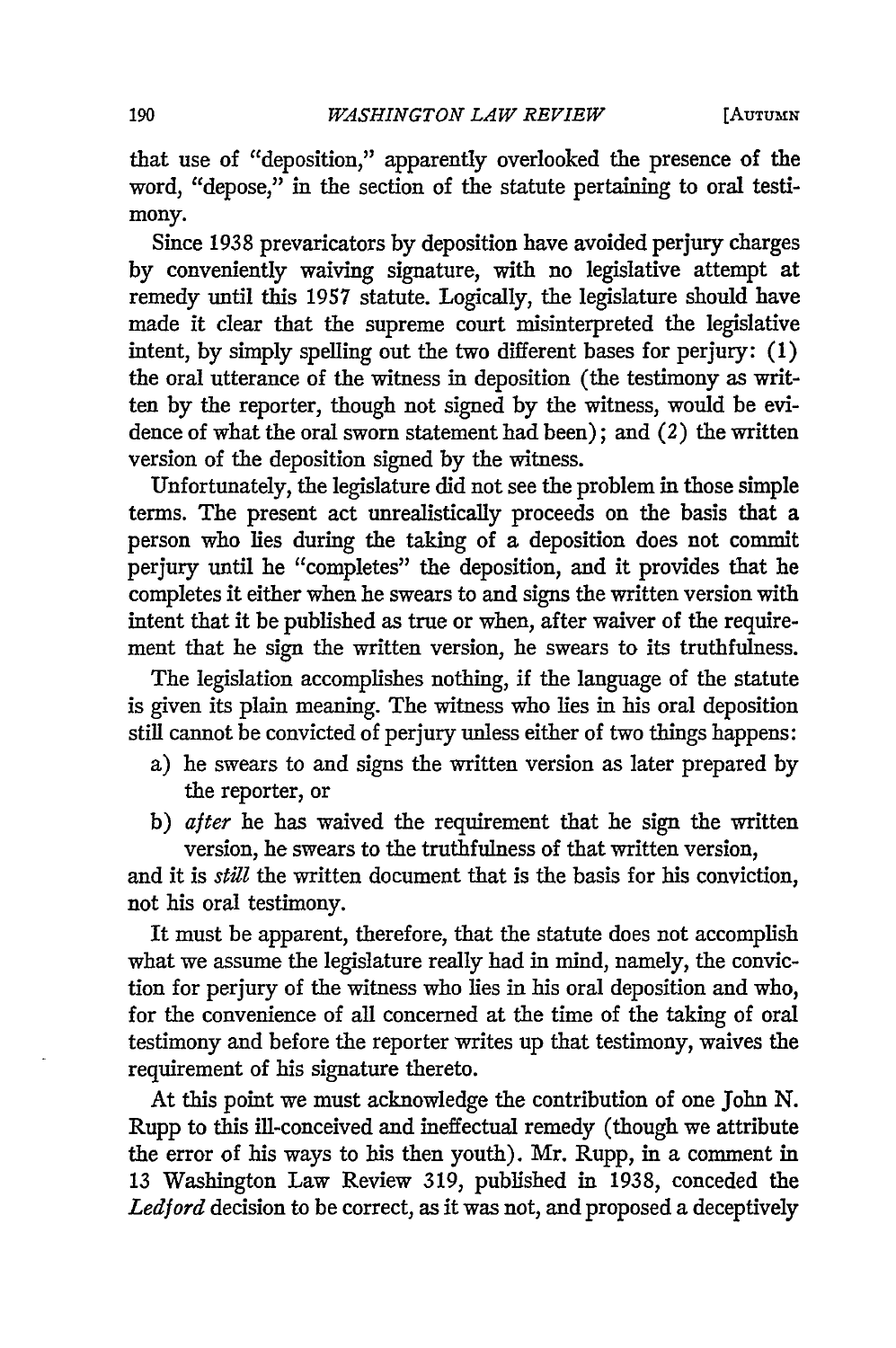that use of "deposition," apparently overlooked the presence of the word, "depose," in the section of the statute pertaining to oral testimony.

Since 1938 prevaricators by deposition have avoided perjury charges by conveniently waiving signature, with no legislative attempt at remedy until this 1957 statute. Logically, the legislature should have made it clear that the supreme court misinterpreted the legislative intent, by simply spelling out the two different bases for perjury: (1) the oral utterance of the witness in deposition (the testimony as written by the reporter, though not signed by the witness, would be evidence of what the oral sworn statement had been); and (2) the written version of the deposition signed by the witness.

Unfortunately, the legislature did not see the problem in those simple terms. The present act unrealistically proceeds on the basis that a person who lies during the taking of a deposition does not commit perjury until he "completes" the deposition, and it provides that he completes it either when he swears to and signs the written version with intent that it be published as true or when, after waiver of the requirement that he sign the written version, he swears to its truthfulness.

The legislation accomplishes nothing, if the language of the statute is given its plain meaning. The witness who lies in his oral deposition still cannot be convicted of perjury unless either of two things happens:

a) he swears to and signs the written version as later prepared by the reporter, or
b) *after* he has waived the requirement that he sign the written version, he swears to the truthfulness of that written version,

and it is *still* the written document that is the basis for his conviction, not his oral testimony.

It must be apparent, therefore, that the statute does not accomplish what we assume the legislature really had in mind, namely, the conviction for perjury of the witness who lies in his oral deposition and who, for the convenience of all concerned at the time of the taking of oral testimony and before the reporter writes up that testimony, waives the requirement of his signature thereto.

At this point we must acknowledge the contribution of one John N. Rupp to this ill-conceived and ineffectual remedy (though we attribute the error of his ways to his then youth). Mr. Rupp, in a comment in 13 Washington Law Review 319, published in 1938, conceded the *Ledford* decision to be correct, as it was not, and proposed a deceptively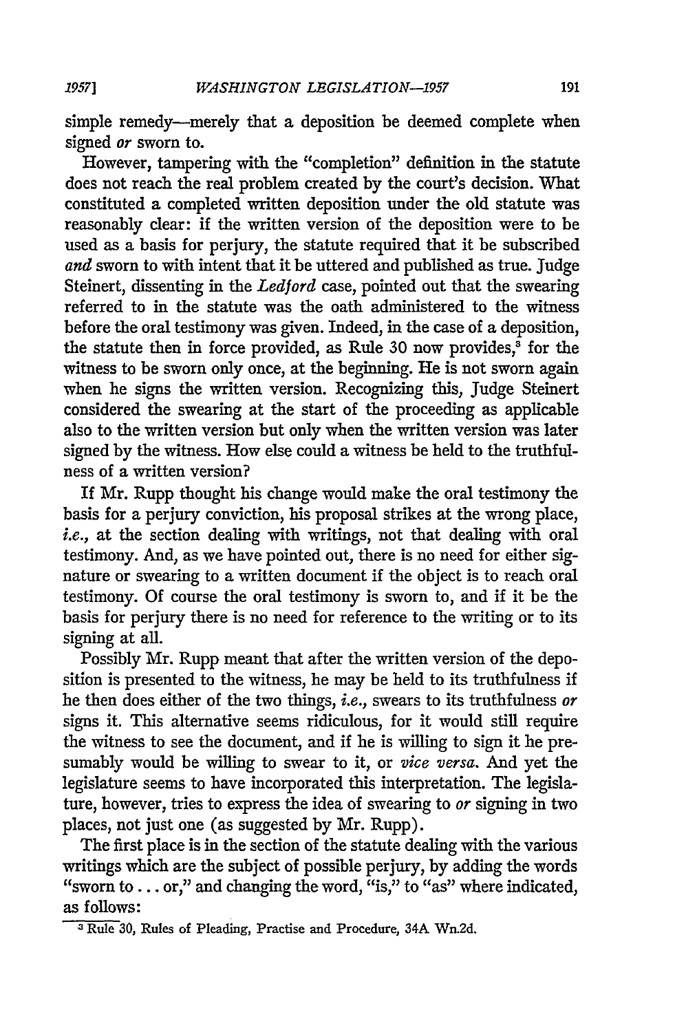simple remedy—merely that a deposition be deemed complete when signed *or* sworn to.

However, tampering with the "completion" definition in the statute does not reach the real problem created by the court's decision. What constituted a completed written deposition under the old statute was reasonably clear: if the written version of the deposition were to be used as a basis for perjury, the statute required that it be subscribed *and* sworn to with intent that it be uttered and published as true. Judge Steinert, dissenting in the *Ledford* case, pointed out that the swearing referred to in the statute was the oath administered to the witness before the oral testimony was given. Indeed, in the case of a deposition, the statute then in force provided, as Rule 30 now provides,[3] for the witness to be sworn only once, at the beginning. He is not sworn again when he signs the written version. Recognizing this, Judge Steinert considered the swearing at the start of the proceeding as applicable also to the written version but only when the written version was later signed by the witness. How else could a witness be held to the truthfulness of a written version?

If Mr. Rupp thought his change would make the oral testimony the basis for a perjury conviction, his proposal strikes at the wrong place, *i.e.*, at the section dealing with writings, not that dealing with oral testimony. And, as we have pointed out, there is no need for either signature or swearing to a written document if the object is to reach oral testimony. Of course the oral testimony is sworn to, and if it be the basis for perjury there is no need for reference to the writing or to its signing at all.

Possibly Mr. Rupp meant that after the written version of the deposition is presented to the witness, he may be held to its truthfulness if he then does either of the two things, *i.e.*, swears to its truthfulness *or* signs it. This alternative seems ridiculous, for it would still require the witness to see the document, and if he is willing to sign it he presumably would be willing to swear to it, or *vice versa*. And yet the legislature seems to have incorporated this interpretation. The legislature, however, tries to express the idea of swearing to *or* signing in two places, not just one (as suggested by Mr. Rupp).

The first place is in the section of the statute dealing with the various writings which are the subject of possible perjury, by adding the words "sworn to . . . or," and changing the word, "is," to "as" where indicated, as follows:

[3] Rule 30, Rules of Pleading, Practise and Procedure, 34A Wn.2d.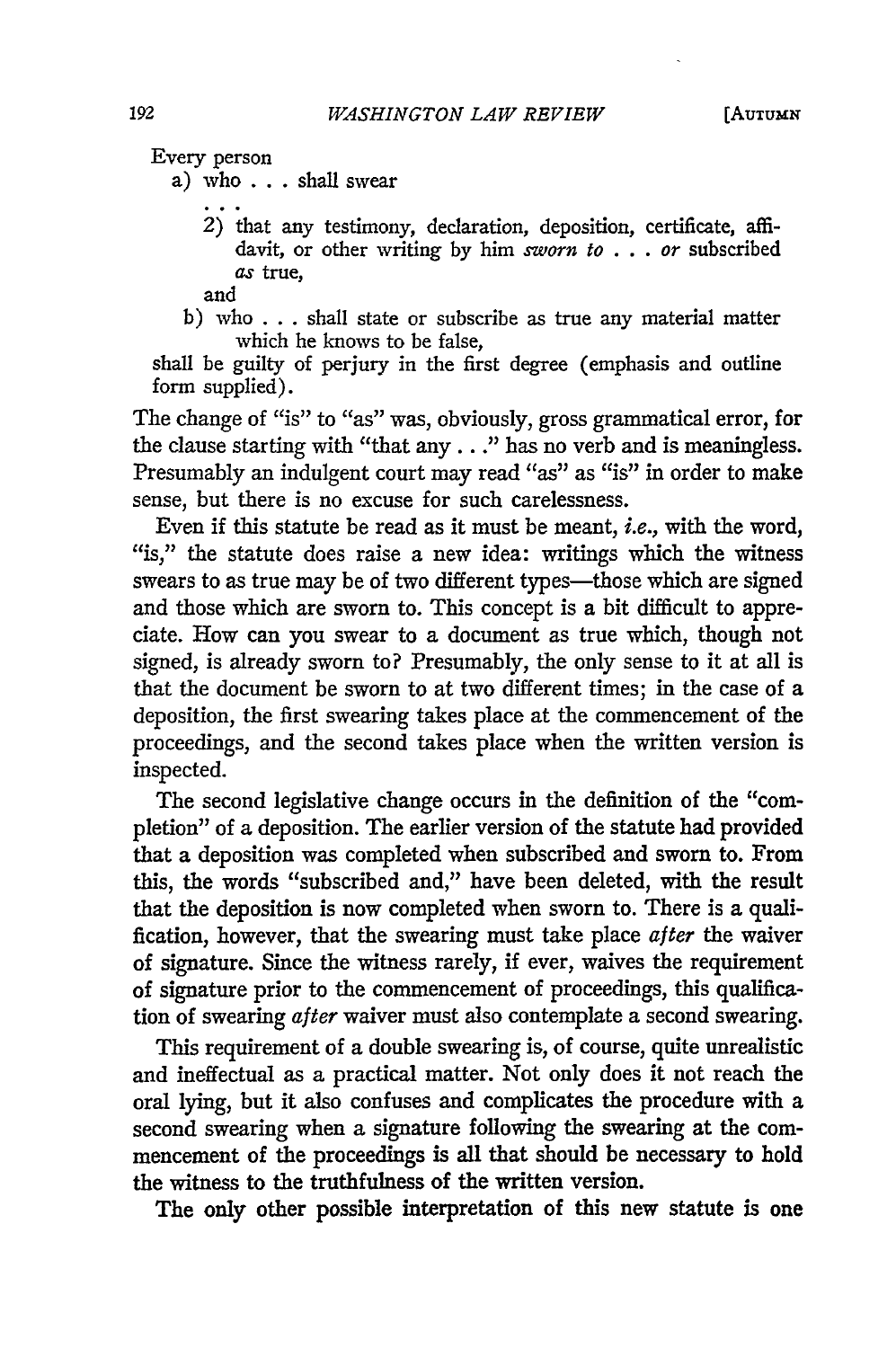Every person

a) who . . . shall swear

. . .

2) that any testimony, declaration, deposition, certificate, affidavit, or other writing by him *sworn to* . . . *or* subscribed *as* true,

and

b) who . . . shall state or subscribe as true any material matter which he knows to be false,

shall be guilty of perjury in the first degree (emphasis and outline form supplied).

The change of "is" to "as" was, obviously, gross grammatical error, for the clause starting with "that any . . ." has no verb and is meaningless. Presumably an indulgent court may read "as" as "is" in order to make sense, but there is no excuse for such carelessness.

Even if this statute be read as it must be meant, *i.e.*, with the word, "is," the statute does raise a new idea: writings which the witness swears to as true may be of two different types—those which are signed and those which are sworn to. This concept is a bit difficult to appreciate. How can you swear to a document as true which, though not signed, is already sworn to? Presumably, the only sense to it at all is that the document be sworn to at two different times; in the case of a deposition, the first swearing takes place at the commencement of the proceedings, and the second takes place when the written version is inspected.

The second legislative change occurs in the definition of the "completion" of a deposition. The earlier version of the statute had provided that a deposition was completed when subscribed and sworn to. From this, the words "subscribed and," have been deleted, with the result that the deposition is now completed when sworn to. There is a qualification, however, that the swearing must take place *after* the waiver of signature. Since the witness rarely, if ever, waives the requirement of signature prior to the commencement of proceedings, this qualification of swearing *after* waiver must also contemplate a second swearing.

This requirement of a double swearing is, of course, quite unrealistic and ineffectual as a practical matter. Not only does it not reach the oral lying, but it also confuses and complicates the procedure with a second swearing when a signature following the swearing at the commencement of the proceedings is all that should be necessary to hold the witness to the truthfulness of the written version.

The only other possible interpretation of this new statute is one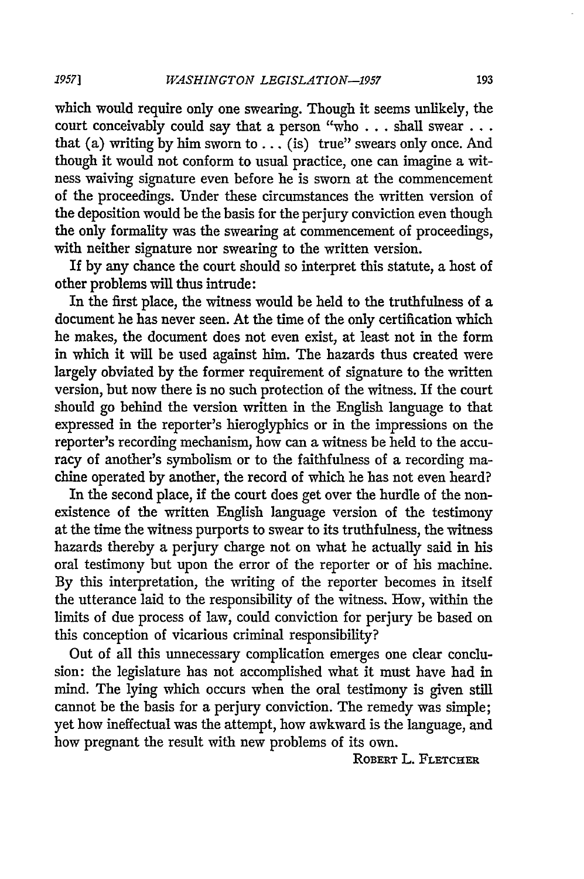which would require only one swearing. Though it seems unlikely, the court conceivably could say that a person "who . . . shall swear . . . that (a) writing by him sworn to . . . (is) true" swears only once. And though it would not conform to usual practice, one can imagine a witness waiving signature even before he is sworn at the commencement of the proceedings. Under these circumstances the written version of the deposition would be the basis for the perjury conviction even though the only formality was the swearing at commencement of proceedings, with neither signature nor swearing to the written version.

If by any chance the court should so interpret this statute, a host of other problems will thus intrude:

In the first place, the witness would be held to the truthfulness of a document he has never seen. At the time of the only certification which he makes, the document does not even exist, at least not in the form in which it will be used against him. The hazards thus created were largely obviated by the former requirement of signature to the written version, but now there is no such protection of the witness. If the court should go behind the version written in the English language to that expressed in the reporter's hieroglyphics or in the impressions on the reporter's recording mechanism, how can a witness be held to the accuracy of another's symbolism or to the faithfulness of a recording machine operated by another, the record of which he has not even heard?

In the second place, if the court does get over the hurdle of the nonexistence of the written English language version of the testimony at the time the witness purports to swear to its truthfulness, the witness hazards thereby a perjury charge not on what he actually said in his oral testimony but upon the error of the reporter or of his machine. By this interpretation, the writing of the reporter becomes in itself the utterance laid to the responsibility of the witness. How, within the limits of due process of law, could conviction for perjury be based on this conception of vicarious criminal responsibility?

Out of all this unnecessary complication emerges one clear conclusion: the legislature has not accomplished what it must have had in mind. The lying which occurs when the oral testimony is given still cannot be the basis for a perjury conviction. The remedy was simple; yet how ineffectual was the attempt, how awkward is the language, and how pregnant the result with new problems of its own.

ROBERT L. FLETCHER